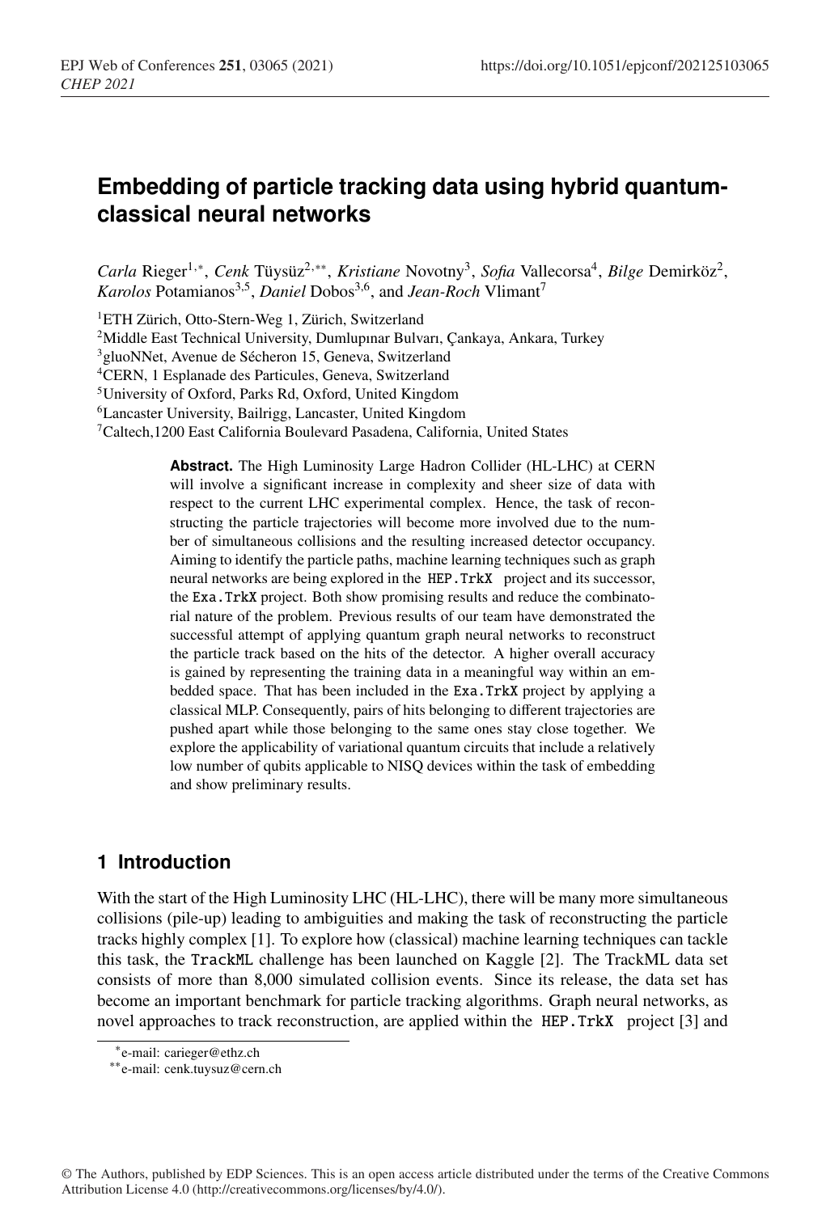# Embedding of particle tracking data using hybrid quantum-classical neural networks

*Carla* Rieger[1,*], *Cenk* Tüysüz[2,**], *Kristiane* Novotny[3], *Sofia* Vallecorsa[4], *Bilge* Demirköz[2], *Karolos* Potamianos[3,5], *Daniel* Dobos[3,6], and *Jean-Roch* Vlimant[7]

[1]ETH Zürich, Otto-Stern-Weg 1, Zürich, Switzerland
[2]Middle East Technical University, Dumlupınar Bulvarı, Çankaya, Ankara, Turkey
[3]gluoNNet, Avenue de Sécheron 15, Geneva, Switzerland
[4]CERN, 1 Esplanade des Particules, Geneva, Switzerland
[5]University of Oxford, Parks Rd, Oxford, United Kingdom
[6]Lancaster University, Bailrigg, Lancaster, United Kingdom
[7]Caltech,1200 East California Boulevard Pasadena, California, United States

**Abstract.** The High Luminosity Large Hadron Collider (HL-LHC) at CERN will involve a significant increase in complexity and sheer size of data with respect to the current LHC experimental complex. Hence, the task of reconstructing the particle trajectories will become more involved due to the number of simultaneous collisions and the resulting increased detector occupancy. Aiming to identify the particle paths, machine learning techniques such as graph neural networks are being explored in the HEP.TrkX project and its successor, the Exa.TrkX project. Both show promising results and reduce the combinatorial nature of the problem. Previous results of our team have demonstrated the successful attempt of applying quantum graph neural networks to reconstruct the particle track based on the hits of the detector. A higher overall accuracy is gained by representing the training data in a meaningful way within an embedded space. That has been included in the Exa.TrkX project by applying a classical MLP. Consequently, pairs of hits belonging to different trajectories are pushed apart while those belonging to the same ones stay close together. We explore the applicability of variational quantum circuits that include a relatively low number of qubits applicable to NISQ devices within the task of embedding and show preliminary results.

## 1 Introduction

With the start of the High Luminosity LHC (HL-LHC), there will be many more simultaneous collisions (pile-up) leading to ambiguities and making the task of reconstructing the particle tracks highly complex [1]. To explore how (classical) machine learning techniques can tackle this task, the TrackML challenge has been launched on Kaggle [2]. The TrackML data set consists of more than 8,000 simulated collision events. Since its release, the data set has become an important benchmark for particle tracking algorithms. Graph neural networks, as novel approaches to track reconstruction, are applied within the HEP.TrkX project [3] and

*e-mail: carieger@ethz.ch
**e-mail: cenk.tuysuz@cern.ch

© The Authors, published by EDP Sciences. This is an open access article distributed under the terms of the Creative Commons Attribution License 4.0 (http://creativecommons.org/licenses/by/4.0/).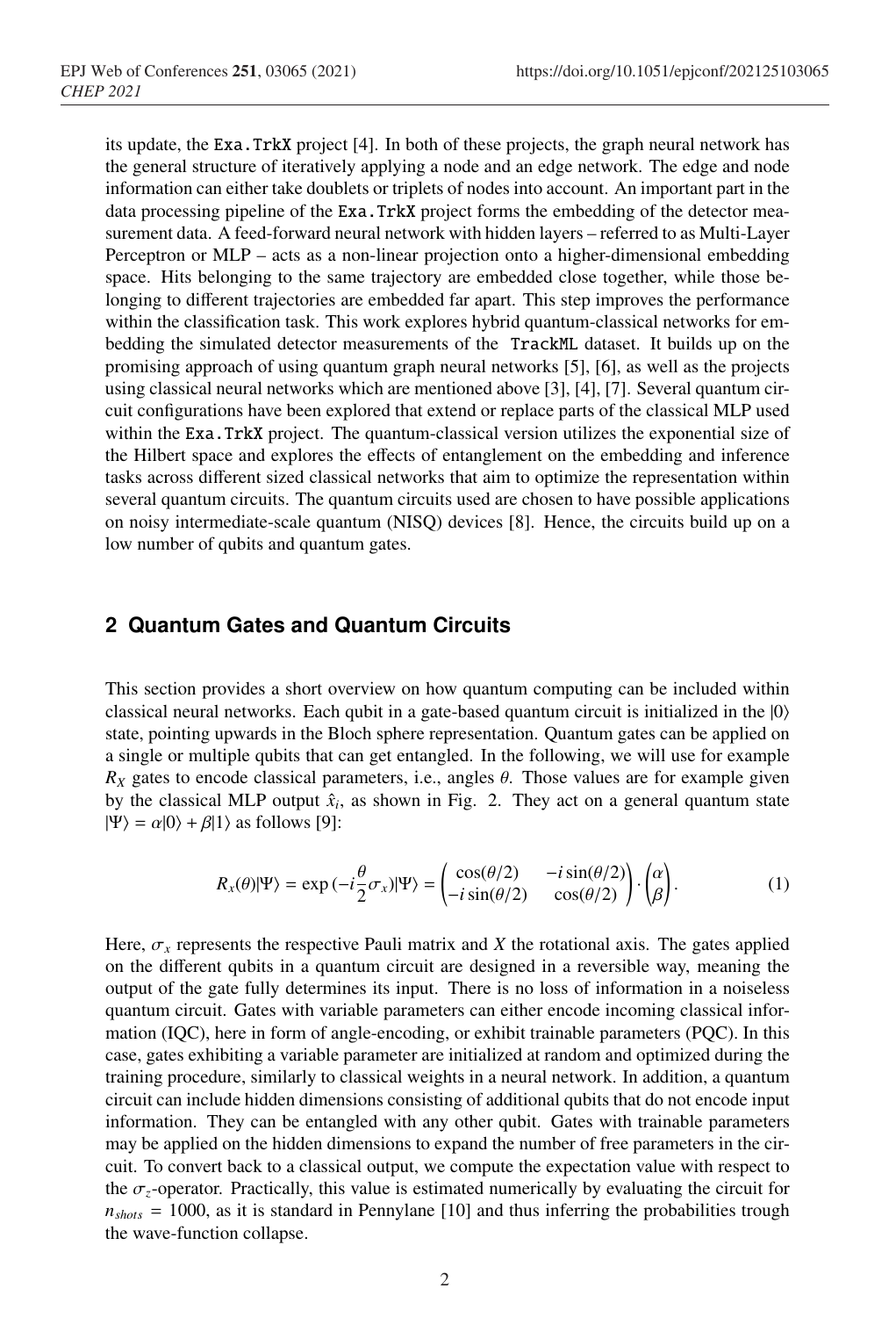its update, the Exa.TrkX project [4]. In both of these projects, the graph neural network has the general structure of iteratively applying a node and an edge network. The edge and node information can either take doublets or triplets of nodes into account. An important part in the data processing pipeline of the Exa.TrkX project forms the embedding of the detector measurement data. A feed-forward neural network with hidden layers – referred to as Multi-Layer Perceptron or MLP – acts as a non-linear projection onto a higher-dimensional embedding space. Hits belonging to the same trajectory are embedded close together, while those belonging to different trajectories are embedded far apart. This step improves the performance within the classification task. This work explores hybrid quantum-classical networks for embedding the simulated detector measurements of the TrackML dataset. It builds up on the promising approach of using quantum graph neural networks [5], [6], as well as the projects using classical neural networks which are mentioned above [3], [4], [7]. Several quantum circuit configurations have been explored that extend or replace parts of the classical MLP used within the Exa.TrkX project. The quantum-classical version utilizes the exponential size of the Hilbert space and explores the effects of entanglement on the embedding and inference tasks across different sized classical networks that aim to optimize the representation within several quantum circuits. The quantum circuits used are chosen to have possible applications on noisy intermediate-scale quantum (NISQ) devices [8]. Hence, the circuits build up on a low number of qubits and quantum gates.

## 2 Quantum Gates and Quantum Circuits

This section provides a short overview on how quantum computing can be included within classical neural networks. Each qubit in a gate-based quantum circuit is initialized in the $|0\rangle$ state, pointing upwards in the Bloch sphere representation. Quantum gates can be applied on a single or multiple qubits that can get entangled. In the following, we will use for example $R_X$ gates to encode classical parameters, i.e., angles $\theta$. Those values are for example given by the classical MLP output $\hat{x}_i$, as shown in Fig. 2. They act on a general quantum state $|\Psi\rangle = \alpha|0\rangle + \beta|1\rangle$ as follows [9]:

$$R_x(\theta)|\Psi\rangle = \exp\left(-i\frac{\theta}{2}\sigma_x\right)|\Psi\rangle = \begin{pmatrix} \cos(\theta/2) & -i\sin(\theta/2) \\ -i\sin(\theta/2) & \cos(\theta/2) \end{pmatrix} \cdot \begin{pmatrix} \alpha \\ \beta \end{pmatrix}. \tag{1}$$

Here, $\sigma_x$ represents the respective Pauli matrix and $X$ the rotational axis. The gates applied on the different qubits in a quantum circuit are designed in a reversible way, meaning the output of the gate fully determines its input. There is no loss of information in a noiseless quantum circuit. Gates with variable parameters can either encode incoming classical information (IQC), here in form of angle-encoding, or exhibit trainable parameters (PQC). In this case, gates exhibiting a variable parameter are initialized at random and optimized during the training procedure, similarly to classical weights in a neural network. In addition, a quantum circuit can include hidden dimensions consisting of additional qubits that do not encode input information. They can be entangled with any other qubit. Gates with trainable parameters may be applied on the hidden dimensions to expand the number of free parameters in the circuit. To convert back to a classical output, we compute the expectation value with respect to the $\sigma_z$-operator. Practically, this value is estimated numerically by evaluating the circuit for $n_{shots} = 1000$, as it is standard in Pennylane [10] and thus inferring the probabilities trough the wave-function collapse.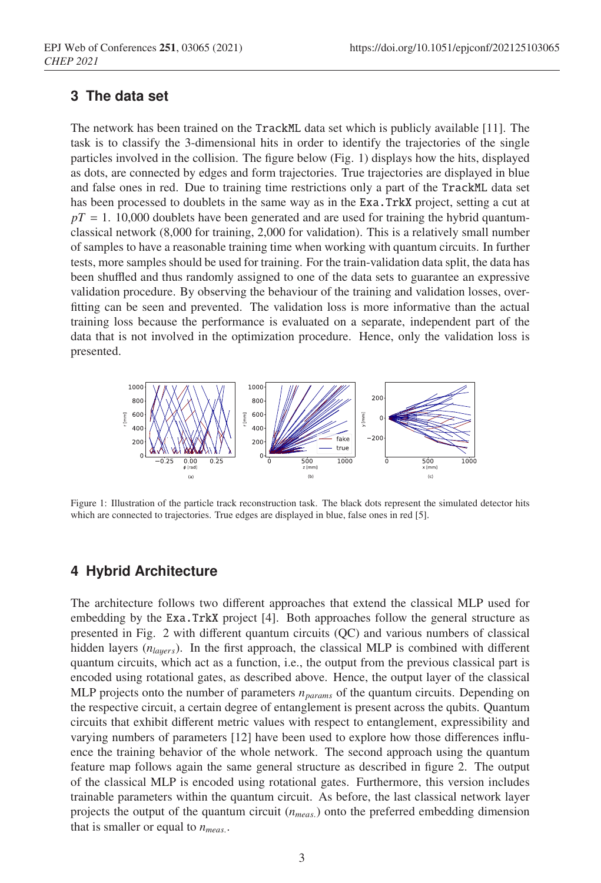## 3 The data set

The network has been trained on the TrackML data set which is publicly available [11]. The task is to classify the 3-dimensional hits in order to identify the trajectories of the single particles involved in the collision. The figure below (Fig. 1) displays how the hits, displayed as dots, are connected by edges and form trajectories. True trajectories are displayed in blue and false ones in red. Due to training time restrictions only a part of the TrackML data set has been processed to doublets in the same way as in the Exa.TrkX project, setting a cut at $pT = 1$. 10,000 doublets have been generated and are used for training the hybrid quantum-classical network (8,000 for training, 2,000 for validation). This is a relatively small number of samples to have a reasonable training time when working with quantum circuits. In further tests, more samples should be used for training. For the train-validation data split, the data has been shuffled and thus randomly assigned to one of the data sets to guarantee an expressive validation procedure. By observing the behaviour of the training and validation losses, overfitting can be seen and prevented. The validation loss is more informative than the actual training loss because the performance is evaluated on a separate, independent part of the data that is not involved in the optimization procedure. Hence, only the validation loss is presented.

Figure 1: Illustration of the particle track reconstruction task. The black dots represent the simulated detector hits which are connected to trajectories. True edges are displayed in blue, false ones in red [5].

## 4 Hybrid Architecture

The architecture follows two different approaches that extend the classical MLP used for embedding by the Exa.TrkX project [4]. Both approaches follow the general structure as presented in Fig. 2 with different quantum circuits (QC) and various numbers of classical hidden layers ($n_{layers}$). In the first approach, the classical MLP is combined with different quantum circuits, which act as a function, i.e., the output from the previous classical part is encoded using rotational gates, as described above. Hence, the output layer of the classical MLP projects onto the number of parameters $n_{params}$ of the quantum circuits. Depending on the respective circuit, a certain degree of entanglement is present across the qubits. Quantum circuits that exhibit different metric values with respect to entanglement, expressibility and varying numbers of parameters [12] have been used to explore how those differences influence the training behavior of the whole network. The second approach using the quantum feature map follows again the same general structure as described in figure 2. The output of the classical MLP is encoded using rotational gates. Furthermore, this version includes trainable parameters within the quantum circuit. As before, the last classical network layer projects the output of the quantum circuit ($n_{meas.}$) onto the preferred embedding dimension that is smaller or equal to $n_{meas.}$.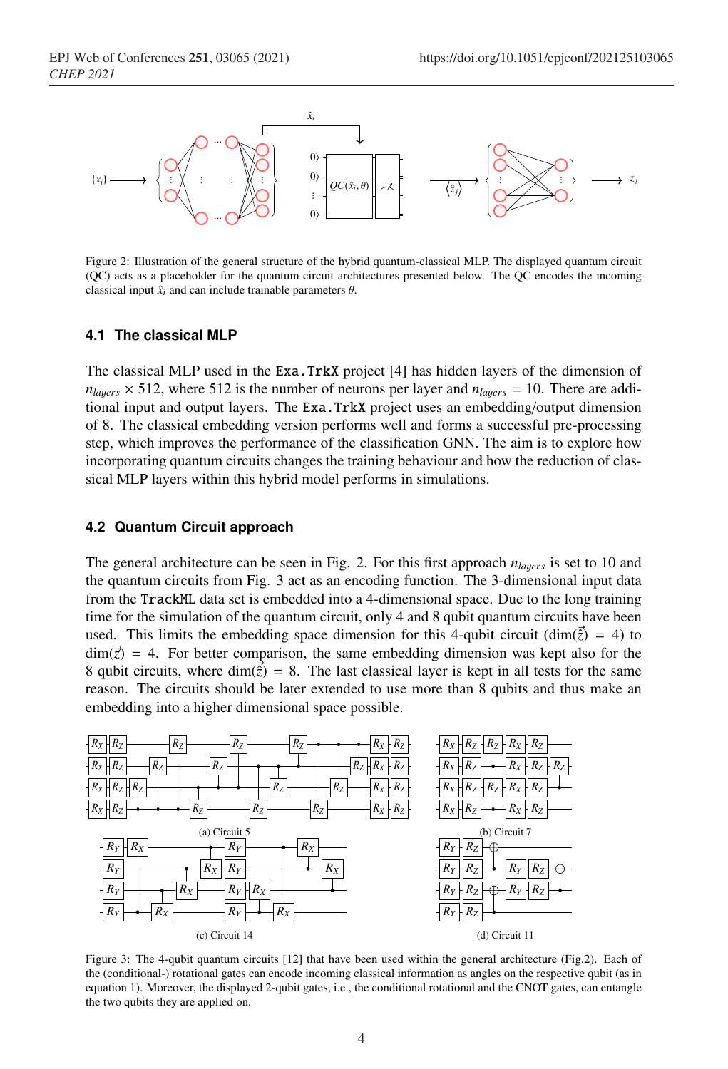Figure 2: Illustration of the general structure of the hybrid quantum-classical MLP. The displayed quantum circuit (QC) acts as a placeholder for the quantum circuit architectures presented below. The QC encodes the incoming classical input $\hat{x}_i$ and can include trainable parameters $\theta$.

### 4.1 The classical MLP

The classical MLP used in the `Exa.TrkX` project [4] has hidden layers of the dimension of $n_{layers} \times 512$, where 512 is the number of neurons per layer and $n_{layers} = 10$. There are additional input and output layers. The `Exa.TrkX` project uses an embedding/output dimension of 8. The classical embedding version performs well and forms a successful pre-processing step, which improves the performance of the classification GNN. The aim is to explore how incorporating quantum circuits changes the training behaviour and how the reduction of classical MLP layers within this hybrid model performs in simulations.

### 4.2 Quantum Circuit approach

The general architecture can be seen in Fig. 2. For this first approach $n_{layers}$ is set to 10 and the quantum circuits from Fig. 3 act as an encoding function. The 3-dimensional input data from the `TrackML` data set is embedded into a 4-dimensional space. Due to the long training time for the simulation of the quantum circuit, only 4 and 8 qubit quantum circuits have been used. This limits the embedding space dimension for this 4-qubit circuit ($\dim(\vec{\hat{z}}) = 4$) to $\dim(\vec{z}) = 4$. For better comparison, the same embedding dimension was kept also for the 8 qubit circuits, where $\dim(\vec{\hat{z}}) = 8$. The last classical layer is kept in all tests for the same reason. The circuits should be later extended to use more than 8 qubits and thus make an embedding into a higher dimensional space possible.

(a) Circuit 5 (b) Circuit 7 (c) Circuit 14 (d) Circuit 11

Figure 3: The 4-qubit quantum circuits [12] that have been used within the general architecture (Fig.2). Each of the (conditional-) rotational gates can encode incoming classical information as angles on the respective qubit (as in equation 1). Moreover, the displayed 2-qubit gates, i.e., the conditional rotational and the CNOT gates, can entangle the two qubits they are applied on.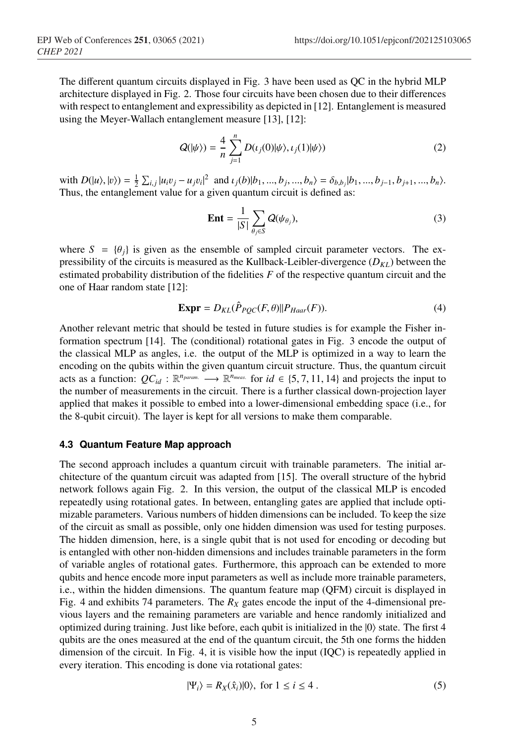The different quantum circuits displayed in Fig. 3 have been used as QC in the hybrid MLP architecture displayed in Fig. 2. Those four circuits have been chosen due to their differences with respect to entanglement and expressibility as depicted in [12]. Entanglement is measured using the Meyer-Wallach entanglement measure [13], [12]:

$$Q(|\psi\rangle) = \frac{4}{n} \sum_{j=1}^{n} D(\iota_j(0)|\psi\rangle, \iota_j(1)|\psi\rangle) \tag{2}$$

with $D(|u\rangle, |v\rangle) = \frac{1}{2} \sum_{i,j} |u_i v_j - u_j v_i|^2$ and $\iota_j(b)|b_1, ..., b_j, ..., b_n\rangle = \delta_{b,b_j} |b_1, ..., b_{j-1}, b_{j+1}, ..., b_n\rangle$. Thus, the entanglement value for a given quantum circuit is defined as:

$$\textbf{Ent} = \frac{1}{|S|} \sum_{\theta_j \in S} Q(\psi_{\theta_j}), \tag{3}$$

where $S = \{\theta_j\}$ is given as the ensemble of sampled circuit parameter vectors. The expressibility of the circuits is measured as the Kullback-Leibler-divergence ($D_{KL}$) between the estimated probability distribution of the fidelities $F$ of the respective quantum circuit and the one of Haar random state [12]:

$$\textbf{Expr} = D_{KL}(\hat{P}_{PQC}(F, \theta) || P_{Haar}(F)). \tag{4}$$

Another relevant metric that should be tested in future studies is for example the Fisher information spectrum [14]. The (conditional) rotational gates in Fig. 3 encode the output of the classical MLP as angles, i.e. the output of the MLP is optimized in a way to learn the encoding on the qubits within the given quantum circuit structure. Thus, the quantum circuit acts as a function: $QC_{id} : \mathbb{R}^{n_{param.}} \longrightarrow \mathbb{R}^{n_{meas.}}$ for $id \in \{5, 7, 11, 14\}$ and projects the input to the number of measurements in the circuit. There is a further classical down-projection layer applied that makes it possible to embed into a lower-dimensional embedding space (i.e., for the 8-qubit circuit). The layer is kept for all versions to make them comparable.

### 4.3 Quantum Feature Map approach

The second approach includes a quantum circuit with trainable parameters. The initial architecture of the quantum circuit was adapted from [15]. The overall structure of the hybrid network follows again Fig. 2. In this version, the output of the classical MLP is encoded repeatedly using rotational gates. In between, entangling gates are applied that include optimizable parameters. Various numbers of hidden dimensions can be included. To keep the size of the circuit as small as possible, only one hidden dimension was used for testing purposes. The hidden dimension, here, is a single qubit that is not used for encoding or decoding but is entangled with other non-hidden dimensions and includes trainable parameters in the form of variable angles of rotational gates. Furthermore, this approach can be extended to more qubits and hence encode more input parameters as well as include more trainable parameters, i.e., within the hidden dimensions. The quantum feature map (QFM) circuit is displayed in Fig. 4 and exhibits 74 parameters. The $R_X$ gates encode the input of the 4-dimensional previous layers and the remaining parameters are variable and hence randomly initialized and optimized during training. Just like before, each qubit is initialized in the $|0\rangle$ state. The first 4 qubits are the ones measured at the end of the quantum circuit, the 5th one forms the hidden dimension of the circuit. In Fig. 4, it is visible how the input (IQC) is repeatedly applied in every iteration. This encoding is done via rotational gates:

$$|\Psi_i\rangle = R_X(\hat{x}_i)|0\rangle, \text{ for } 1 \leq i \leq 4 \, . \tag{5}$$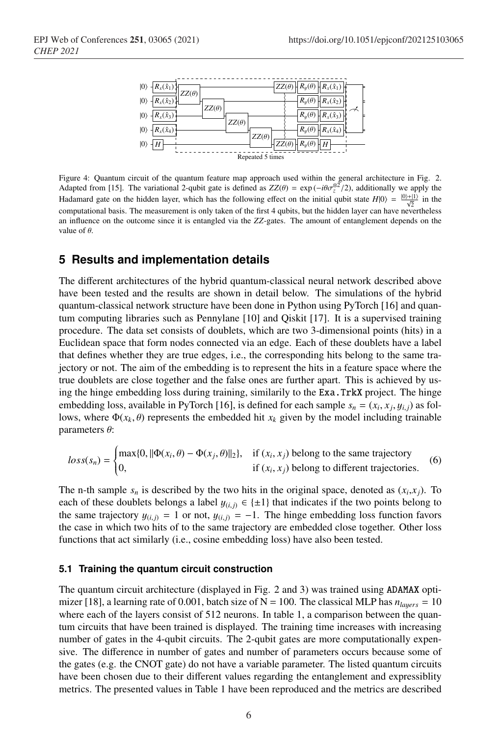Figure 4: Quantum circuit of the quantum feature map approach used within the general architecture in Fig. 2. Adapted from [15]. The variational 2-qubit gate is defined as $ZZ(\theta) = \exp(-i\theta\sigma_z^{\otimes 2}/2)$, additionally we apply the Hadamard gate on the hidden layer, which has the following effect on the initial qubit state $H|0\rangle = \frac{|0\rangle+|1\rangle}{\sqrt{2}}$ in the computational basis. The measurement is only taken of the first 4 qubits, but the hidden layer can have nevertheless an influence on the outcome since it is entangled via the $ZZ$-gates. The amount of entanglement depends on the value of $\theta$.

## 5 Results and implementation details

The different architectures of the hybrid quantum-classical neural network described above have been tested and the results are shown in detail below. The simulations of the hybrid quantum-classical network structure have been done in Python using PyTorch [16] and quantum computing libraries such as Pennylane [10] and Qiskit [17]. It is a supervised training procedure. The data set consists of doublets, which are two 3-dimensional points (hits) in a Euclidean space that form nodes connected via an edge. Each of these doublets have a label that defines whether they are true edges, i.e., the corresponding hits belong to the same trajectory or not. The aim of the embedding is to represent the hits in a feature space where the true doublets are close together and the false ones are further apart. This is achieved by using the hinge embedding loss during training, similarily to the `Exa.TrkX` project. The hinge embedding loss, available in PyTorch [16], is defined for each sample $s_n = (x_i, x_j, y_{i,j})$ as follows, where $\Phi(x_k, \theta)$ represents the embedded hit $x_k$ given by the model including trainable parameters $\theta$:

$$loss(s_n) = \begin{cases} \max\{0, \|\Phi(x_i, \theta) - \Phi(x_j, \theta)\|_2\}, & \text{if } (x_i, x_j) \text{ belong to the same trajectory} \\ 0, & \text{if } (x_i, x_j) \text{ belong to different trajectories.} \end{cases} \tag{6}$$

The n-th sample $s_n$ is described by the two hits in the original space, denoted as $(x_i, x_j)$. To each of these doublets belongs a label $y_{(i,j)} \in \{\pm 1\}$ that indicates if the two points belong to the same trajectory $y_{(i,j)} = 1$ or not, $y_{(i,j)} = -1$. The hinge embedding loss function favors the case in which two hits of to the same trajectory are embedded close together. Other loss functions that act similarly (i.e., cosine embedding loss) have also been tested.

### 5.1 Training the quantum circuit construction

The quantum circuit architecture (displayed in Fig. 2 and 3) was trained using `ADAMAX` optimizer [18], a learning rate of 0.001, batch size of N = 100. The classical MLP has $n_{layers} = 10$ where each of the layers consist of 512 neurons. In table 1, a comparison between the quantum circuits that have been trained is displayed. The training time increases with increasing number of gates in the 4-qubit circuits. The 2-qubit gates are more computationally expensive. The difference in number of gates and number of parameters occurs because some of the gates (e.g. the CNOT gate) do not have a variable parameter. The listed quantum circuits have been chosen due to their different values regarding the entanglement and expressiblity metrics. The presented values in Table 1 have been reproduced and the metrics are described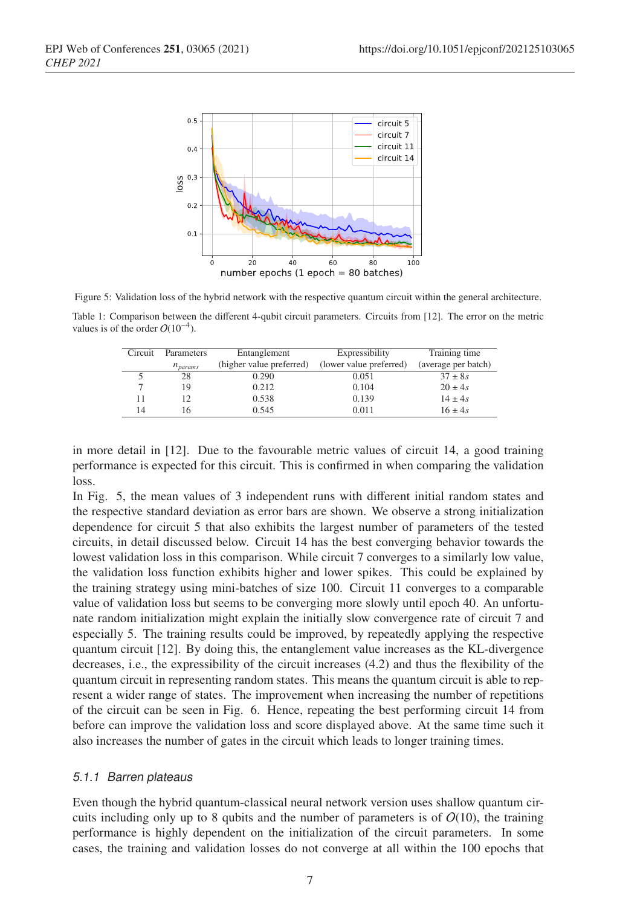Figure 5: Validation loss of the hybrid network with the respective quantum circuit within the general architecture.

Table 1: Comparison between the different 4-qubit circuit parameters. Circuits from [12]. The error on the metric values is of the order $O(10^{-4})$.

| Circuit | Parameters $n_{params}$ | Entanglement (higher value preferred) | Expressibility (lower value preferred) | Training time (average per batch) |
|---|---|---|---|---|
| 5 | 28 | 0.290 | 0.051 | $37 \pm 8s$ |
| 7 | 19 | 0.212 | 0.104 | $20 \pm 4s$ |
| 11 | 12 | 0.538 | 0.139 | $14 \pm 4s$ |
| 14 | 16 | 0.545 | 0.011 | $16 \pm 4s$ |

in more detail in [12]. Due to the favourable metric values of circuit 14, a good training performance is expected for this circuit. This is confirmed in when comparing the validation loss.

In Fig. 5, the mean values of 3 independent runs with different initial random states and the respective standard deviation as error bars are shown. We observe a strong initialization dependence for circuit 5 that also exhibits the largest number of parameters of the tested circuits, in detail discussed below. Circuit 14 has the best converging behavior towards the lowest validation loss in this comparison. While circuit 7 converges to a similarly low value, the validation loss function exhibits higher and lower spikes. This could be explained by the training strategy using mini-batches of size 100. Circuit 11 converges to a comparable value of validation loss but seems to be converging more slowly until epoch 40. An unfortunate random initialization might explain the initially slow convergence rate of circuit 7 and especially 5. The training results could be improved, by repeatedly applying the respective quantum circuit [12]. By doing this, the entanglement value increases as the KL-divergence decreases, i.e., the expressibility of the circuit increases (4.2) and thus the flexibility of the quantum circuit in representing random states. This means the quantum circuit is able to represent a wider range of states. The improvement when increasing the number of repetitions of the circuit can be seen in Fig. 6. Hence, repeating the best performing circuit 14 from before can improve the validation loss and score displayed above. At the same time such it also increases the number of gates in the circuit which leads to longer training times.

#### *5.1.1 Barren plateaus*

Even though the hybrid quantum-classical neural network version uses shallow quantum circuits including only up to 8 qubits and the number of parameters is of $O(10)$, the training performance is highly dependent on the initialization of the circuit parameters. In some cases, the training and validation losses do not converge at all within the 100 epochs that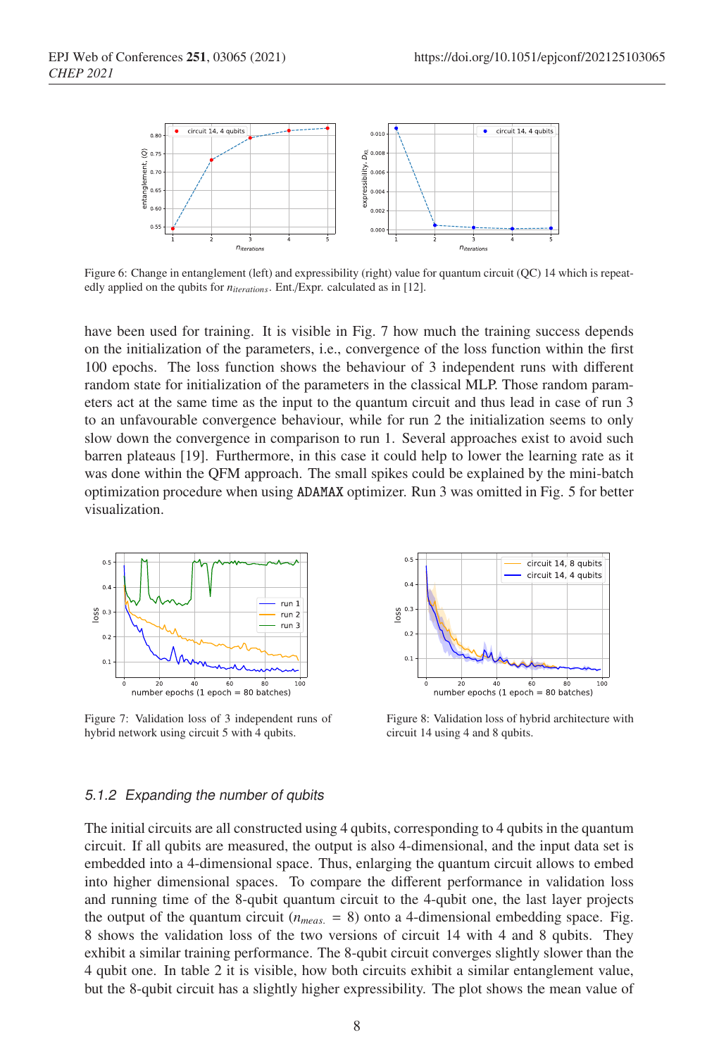Figure 6: Change in entanglement (left) and expressibility (right) value for quantum circuit (QC) 14 which is repeatedly applied on the qubits for $n_{iterations}$. Ent./Expr. calculated as in [12].

have been used for training. It is visible in Fig. 7 how much the training success depends on the initialization of the parameters, i.e., convergence of the loss function within the first 100 epochs. The loss function shows the behaviour of 3 independent runs with different random state for initialization of the parameters in the classical MLP. Those random parameters act at the same time as the input to the quantum circuit and thus lead in case of run 3 to an unfavourable convergence behaviour, while for run 2 the initialization seems to only slow down the convergence in comparison to run 1. Several approaches exist to avoid such barren plateaus [19]. Furthermore, in this case it could help to lower the learning rate as it was done within the QFM approach. The small spikes could be explained by the mini-batch optimization procedure when using `ADAMAX` optimizer. Run 3 was omitted in Fig. 5 for better visualization.

Figure 7: Validation loss of 3 independent runs of hybrid network using circuit 5 with 4 qubits.

Figure 8: Validation loss of hybrid architecture with circuit 14 using 4 and 8 qubits.

### 5.1.2 Expanding the number of qubits

The initial circuits are all constructed using 4 qubits, corresponding to 4 qubits in the quantum circuit. If all qubits are measured, the output is also 4-dimensional, and the input data set is embedded into a 4-dimensional space. Thus, enlarging the quantum circuit allows to embed into higher dimensional spaces. To compare the different performance in validation loss and running time of the 8-qubit quantum circuit to the 4-qubit one, the last layer projects the output of the quantum circuit ($n_{meas.} = 8$) onto a 4-dimensional embedding space. Fig. 8 shows the validation loss of the two versions of circuit 14 with 4 and 8 qubits. They exhibit a similar training performance. The 8-qubit circuit converges slightly slower than the 4 qubit one. In table 2 it is visible, how both circuits exhibit a similar entanglement value, but the 8-qubit circuit has a slightly higher expressibility. The plot shows the mean value of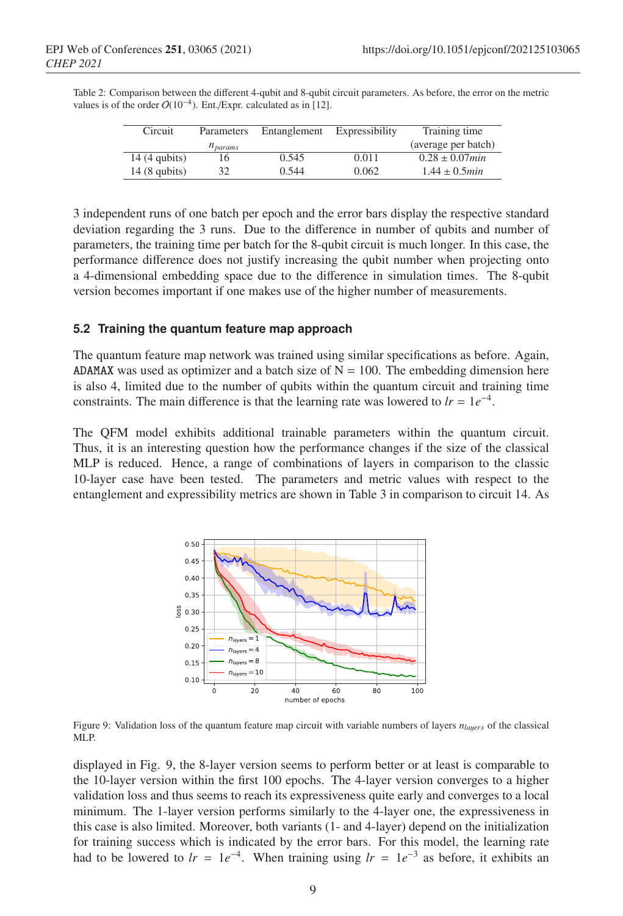Table 2: Comparison between the different 4-qubit and 8-qubit circuit parameters. As before, the error on the metric values is of the order $O(10^{-4})$. Ent./Expr. calculated as in [12].

| Circuit | Parameters $n_{params}$ | Entanglement | Expressibility | Training time (average per batch) |
|---|---|---|---|---|
| 14 (4 qubits) | 16 | 0.545 | 0.011 | $0.28 \pm 0.07 min$ |
| 14 (8 qubits) | 32 | 0.544 | 0.062 | $1.44 \pm 0.5 min$ |

3 independent runs of one batch per epoch and the error bars display the respective standard deviation regarding the 3 runs. Due to the difference in number of qubits and number of parameters, the training time per batch for the 8-qubit circuit is much longer. In this case, the performance difference does not justify increasing the qubit number when projecting onto a 4-dimensional embedding space due to the difference in simulation times. The 8-qubit version becomes important if one makes use of the higher number of measurements.

### 5.2 Training the quantum feature map approach

The quantum feature map network was trained using similar specifications as before. Again, `ADAMAX` was used as optimizer and a batch size of N = 100. The embedding dimension here is also 4, limited due to the number of qubits within the quantum circuit and training time constraints. The main difference is that the learning rate was lowered to $lr = 1e^{-4}$.

The QFM model exhibits additional trainable parameters within the quantum circuit. Thus, it is an interesting question how the performance changes if the size of the classical MLP is reduced. Hence, a range of combinations of layers in comparison to the classic 10-layer case have been tested. The parameters and metric values with respect to the entanglement and expressibility metrics are shown in Table 3 in comparison to circuit 14. As

Figure 9: Validation loss of the quantum feature map circuit with variable numbers of layers $n_{layers}$ of the classical MLP.

displayed in Fig. 9, the 8-layer version seems to perform better or at least is comparable to the 10-layer version within the first 100 epochs. The 4-layer version converges to a higher validation loss and thus seems to reach its expressiveness quite early and converges to a local minimum. The 1-layer version performs similarly to the 4-layer one, the expressiveness in this case is also limited. Moreover, both variants (1- and 4-layer) depend on the initialization for training success which is indicated by the error bars. For this model, the learning rate had to be lowered to $lr = 1e^{-4}$. When training using $lr = 1e^{-3}$ as before, it exhibits an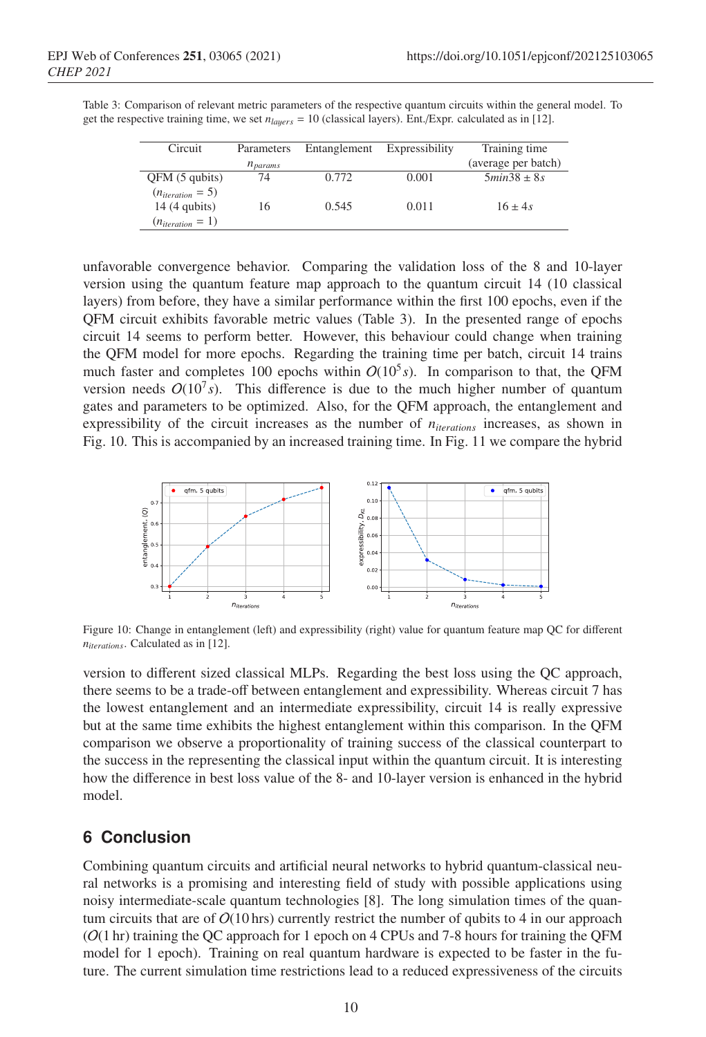Table 3: Comparison of relevant metric parameters of the respective quantum circuits within the general model. To get the respective training time, we set $n_{layers} = 10$ (classical layers). Ent./Expr. calculated as in [12].

| Circuit | Parameters $n_{params}$ | Entanglement | Expressibility | Training time (average per batch) |
|---|---|---|---|---|
| QFM (5 qubits) ($n_{iteration} = 5$) | 74 | 0.772 | 0.001 | $5min38 \pm 8s$ |
| 14 (4 qubits) ($n_{iteration} = 1$) | 16 | 0.545 | 0.011 | $16 \pm 4s$ |

unfavorable convergence behavior. Comparing the validation loss of the 8 and 10-layer version using the quantum feature map approach to the quantum circuit 14 (10 classical layers) from before, they have a similar performance within the first 100 epochs, even if the QFM circuit exhibits favorable metric values (Table 3). In the presented range of epochs circuit 14 seems to perform better. However, this behaviour could change when training the QFM model for more epochs. Regarding the training time per batch, circuit 14 trains much faster and completes 100 epochs within $O(10^5 s)$. In comparison to that, the QFM version needs $O(10^7 s)$. This difference is due to the much higher number of quantum gates and parameters to be optimized. Also, for the QFM approach, the entanglement and expressibility of the circuit increases as the number of $n_{iterations}$ increases, as shown in Fig. 10. This is accompanied by an increased training time. In Fig. 11 we compare the hybrid

Figure 10: Change in entanglement (left) and expressibility (right) value for quantum feature map QC for different $n_{iterations}$. Calculated as in [12].

version to different sized classical MLPs. Regarding the best loss using the QC approach, there seems to be a trade-off between entanglement and expressibility. Whereas circuit 7 has the lowest entanglement and an intermediate expressibility, circuit 14 is really expressive but at the same time exhibits the highest entanglement within this comparison. In the QFM comparison we observe a proportionality of training success of the classical counterpart to the success in the representing the classical input within the quantum circuit. It is interesting how the difference in best loss value of the 8- and 10-layer version is enhanced in the hybrid model.

## 6 Conclusion

Combining quantum circuits and artificial neural networks to hybrid quantum-classical neural networks is a promising and interesting field of study with possible applications using noisy intermediate-scale quantum technologies [8]. The long simulation times of the quantum circuits that are of $O(10\,\text{hrs})$ currently restrict the number of qubits to 4 in our approach ($O(1\,\text{hr})$ training the QC approach for 1 epoch on 4 CPUs and 7-8 hours for training the QFM model for 1 epoch). Training on real quantum hardware is expected to be faster in the future. The current simulation time restrictions lead to a reduced expressiveness of the circuits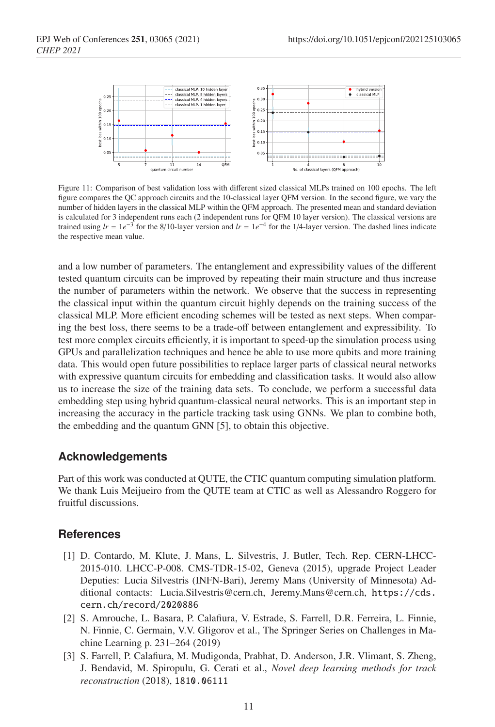Figure 11: Comparison of best validation loss with different sized classical MLPs trained on 100 epochs. The left figure compares the QC approach circuits and the 10-classical layer QFM version. In the second figure, we vary the number of hidden layers in the classical MLP within the QFM approach. The presented mean and standard deviation is calculated for 3 independent runs each (2 independent runs for QFM 10 layer version). The classical versions are trained using $lr = 1e^{-3}$ for the 8/10-layer version and $lr = 1e^{-4}$ for the 1/4-layer version. The dashed lines indicate the respective mean value.

and a low number of parameters. The entanglement and expressibility values of the different tested quantum circuits can be improved by repeating their main structure and thus increase the number of parameters within the network. We observe that the success in representing the classical input within the quantum circuit highly depends on the training success of the classical MLP. More efficient encoding schemes will be tested as next steps. When comparing the best loss, there seems to be a trade-off between entanglement and expressibility. To test more complex circuits efficiently, it is important to speed-up the simulation process using GPUs and parallelization techniques and hence be able to use more qubits and more training data. This would open future possibilities to replace larger parts of classical neural networks with expressive quantum circuits for embedding and classification tasks. It would also allow us to increase the size of the training data sets. To conclude, we perform a successful data embedding step using hybrid quantum-classical neural networks. This is an important step in increasing the accuracy in the particle tracking task using GNNs. We plan to combine both, the embedding and the quantum GNN [5], to obtain this objective.

## Acknowledgements

Part of this work was conducted at QUTE, the CTIC quantum computing simulation platform. We thank Luis Meijueiro from the QUTE team at CTIC as well as Alessandro Roggero for fruitful discussions.

## References

[1] D. Contardo, M. Klute, J. Mans, L. Silvestris, J. Butler, Tech. Rep. CERN-LHCC-2015-010. LHCC-P-008. CMS-TDR-15-02, Geneva (2015), upgrade Project Leader Deputies: Lucia Silvestris (INFN-Bari), Jeremy Mans (University of Minnesota) Additional contacts: Lucia.Silvestris@cern.ch, Jeremy.Mans@cern.ch, https://cds.cern.ch/record/2020886

[2] S. Amrouche, L. Basara, P. Calafiura, V. Estrade, S. Farrell, D.R. Ferreira, L. Finnie, N. Finnie, C. Germain, V.V. Gligorov et al., The Springer Series on Challenges in Machine Learning p. 231–264 (2019)

[3] S. Farrell, P. Calafiura, M. Mudigonda, Prabhat, D. Anderson, J.R. Vlimant, S. Zheng, J. Bendavid, M. Spiropulu, G. Cerati et al., *Novel deep learning methods for track reconstruction* (2018), 1810.06111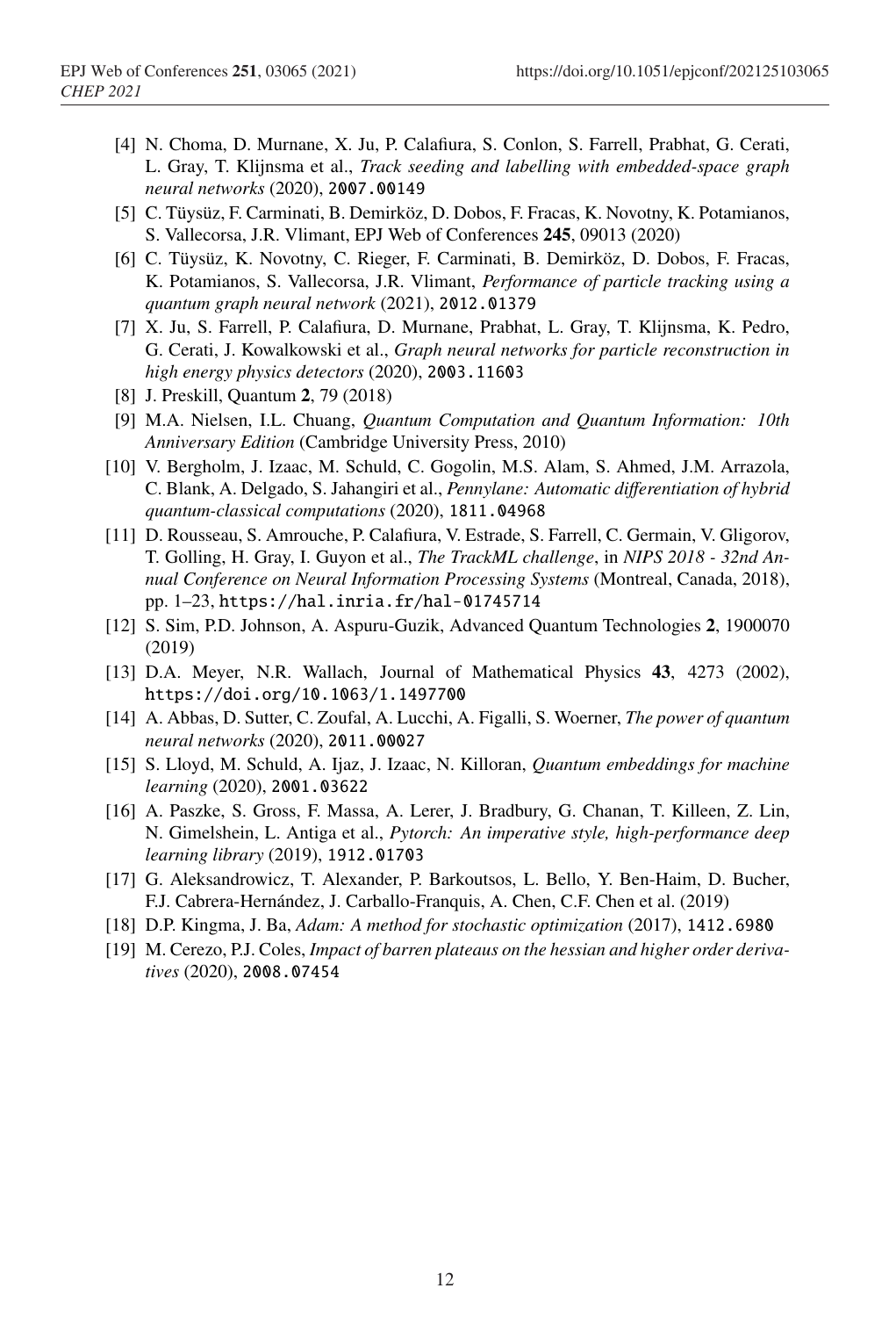[4] N. Choma, D. Murnane, X. Ju, P. Calafiura, S. Conlon, S. Farrell, Prabhat, G. Cerati, L. Gray, T. Klijnsma et al., *Track seeding and labelling with embedded-space graph neural networks* (2020), 2007.00149

[5] C. Tüysüz, F. Carminati, B. Demirköz, D. Dobos, F. Fracas, K. Novotny, K. Potamianos, S. Vallecorsa, J.R. Vlimant, EPJ Web of Conferences **245**, 09013 (2020)

[6] C. Tüysüz, K. Novotny, C. Rieger, F. Carminati, B. Demirköz, D. Dobos, F. Fracas, K. Potamianos, S. Vallecorsa, J.R. Vlimant, *Performance of particle tracking using a quantum graph neural network* (2021), 2012.01379

[7] X. Ju, S. Farrell, P. Calafiura, D. Murnane, Prabhat, L. Gray, T. Klijnsma, K. Pedro, G. Cerati, J. Kowalkowski et al., *Graph neural networks for particle reconstruction in high energy physics detectors* (2020), 2003.11603

[8] J. Preskill, Quantum **2**, 79 (2018)

[9] M.A. Nielsen, I.L. Chuang, *Quantum Computation and Quantum Information: 10th Anniversary Edition* (Cambridge University Press, 2010)

[10] V. Bergholm, J. Izaac, M. Schuld, C. Gogolin, M.S. Alam, S. Ahmed, J.M. Arrazola, C. Blank, A. Delgado, S. Jahangiri et al., *Pennylane: Automatic differentiation of hybrid quantum-classical computations* (2020), 1811.04968

[11] D. Rousseau, S. Amrouche, P. Calafiura, V. Estrade, S. Farrell, C. Germain, V. Gligorov, T. Golling, H. Gray, I. Guyon et al., *The TrackML challenge*, in *NIPS 2018 - 32nd Annual Conference on Neural Information Processing Systems* (Montreal, Canada, 2018), pp. 1–23, https://hal.inria.fr/hal-01745714

[12] S. Sim, P.D. Johnson, A. Aspuru-Guzik, Advanced Quantum Technologies **2**, 1900070 (2019)

[13] D.A. Meyer, N.R. Wallach, Journal of Mathematical Physics **43**, 4273 (2002), https://doi.org/10.1063/1.1497700

[14] A. Abbas, D. Sutter, C. Zoufal, A. Lucchi, A. Figalli, S. Woerner, *The power of quantum neural networks* (2020), 2011.00027

[15] S. Lloyd, M. Schuld, A. Ijaz, J. Izaac, N. Killoran, *Quantum embeddings for machine learning* (2020), 2001.03622

[16] A. Paszke, S. Gross, F. Massa, A. Lerer, J. Bradbury, G. Chanan, T. Killeen, Z. Lin, N. Gimelshein, L. Antiga et al., *Pytorch: An imperative style, high-performance deep learning library* (2019), 1912.01703

[17] G. Aleksandrowicz, T. Alexander, P. Barkoutsos, L. Bello, Y. Ben-Haim, D. Bucher, F.J. Cabrera-Hernández, J. Carballo-Franquis, A. Chen, C.F. Chen et al. (2019)

[18] D.P. Kingma, J. Ba, *Adam: A method for stochastic optimization* (2017), 1412.6980

[19] M. Cerezo, P.J. Coles, *Impact of barren plateaus on the hessian and higher order derivatives* (2020), 2008.07454